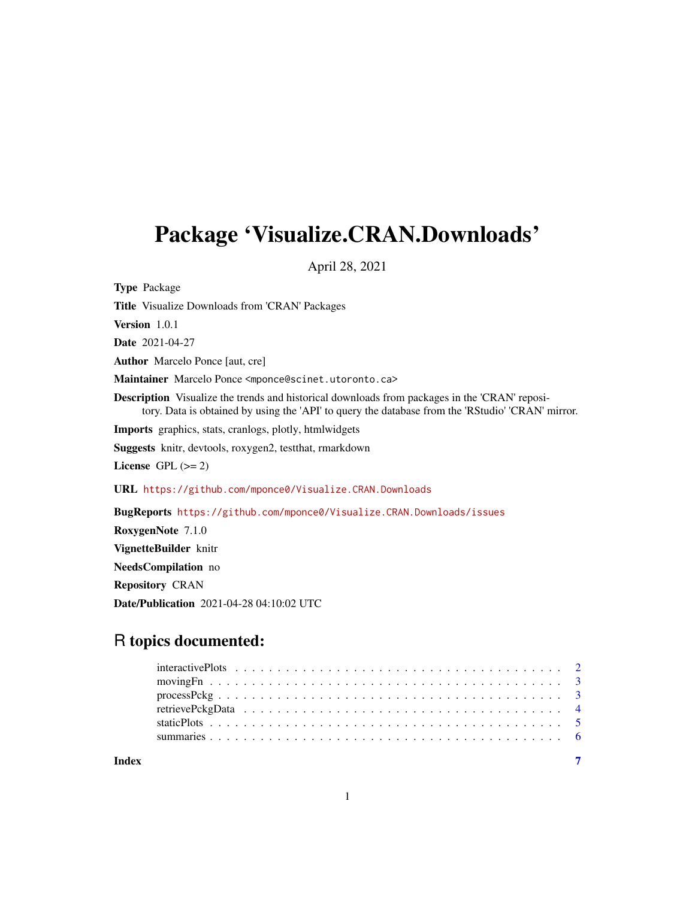# Package 'Visualize.CRAN.Downloads'

April 28, 2021

**Type** Package

**Title** Visualize Downloads from 'CRAN' Packages

**Version** 1.0.1

**Date** 2021-04-27

**Author** Marcelo Ponce [aut, cre]

**Maintainer** Marcelo Ponce <mponce@scinet.utoronto.ca>

**Description** Visualize the trends and historical downloads from packages in the 'CRAN' repository. Data is obtained by using the 'API' to query the database from the 'RStudio' 'CRAN' mirror.

**Imports** graphics, stats, cranlogs, plotly, htmlwidgets

**Suggests** knitr, devtools, roxygen2, testthat, rmarkdown

**License** GPL (>= 2)

**URL** https://github.com/mponce0/Visualize.CRAN.Downloads

**BugReports** https://github.com/mponce0/Visualize.CRAN.Downloads/issues

**RoxygenNote** 7.1.0

**VignetteBuilder** knitr

**NeedsCompilation** no

**Repository** CRAN

**Date/Publication** 2021-04-28 04:10:02 UTC

## R topics documented:

- interactivePlots . . . . . . . . . . . . . . . . . . . . . . . . . . . . . . . . . . . . . . . . 2
- movingFn . . . . . . . . . . . . . . . . . . . . . . . . . . . . . . . . . . . . . . . . . . . 3
- processPckg . . . . . . . . . . . . . . . . . . . . . . . . . . . . . . . . . . . . . . . . . . 3
- retrievePckgData . . . . . . . . . . . . . . . . . . . . . . . . . . . . . . . . . . . . . . . 4
- staticPlots . . . . . . . . . . . . . . . . . . . . . . . . . . . . . . . . . . . . . . . . . . 5
- summaries . . . . . . . . . . . . . . . . . . . . . . . . . . . . . . . . . . . . . . . . . . 6

**Index** 7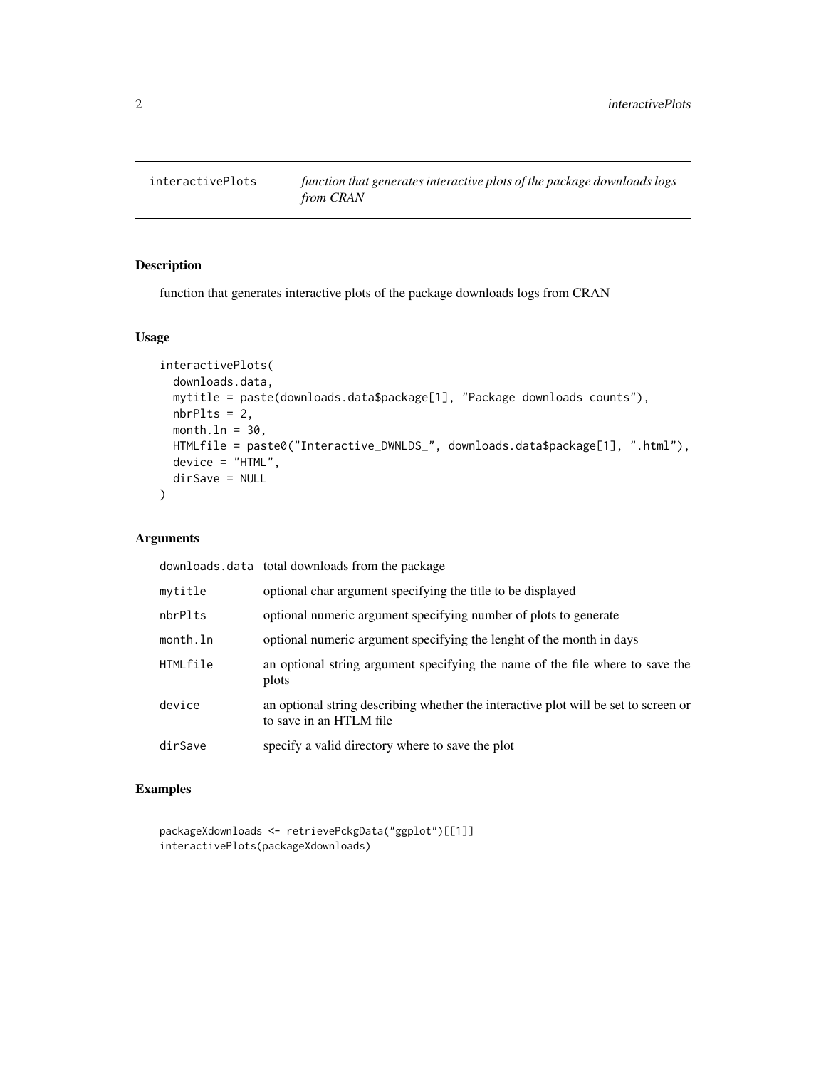## interactivePlots — *function that generates interactive plots of the package downloads logs from CRAN*

### Description

function that generates interactive plots of the package downloads logs from CRAN

### Usage

```
interactivePlots(
  downloads.data,
  mytitle = paste(downloads.data$package[1], "Package downloads counts"),
  nbrPlts = 2,
  month.ln = 30,
  HTMLfile = paste0("Interactive_DWNLDS_", downloads.data$package[1], ".html"),
  device = "HTML",
  dirSave = NULL
)
```

### Arguments

| | |
|---|---|
| `downloads.data` | total downloads from the package |
| `mytitle` | optional char argument specifying the title to be displayed |
| `nbrPlts` | optional numeric argument specifying number of plots to generate |
| `month.ln` | optional numeric argument specifying the lenght of the month in days |
| `HTMLfile` | an optional string argument specifying the name of the file where to save the plots |
| `device` | an optional string describing whether the interactive plot will be set to screen or to save in an HTLM file |
| `dirSave` | specify a valid directory where to save the plot |

### Examples

```
packageXdownloads <- retrievePckgData("ggplot")[[1]]
interactivePlots(packageXdownloads)
```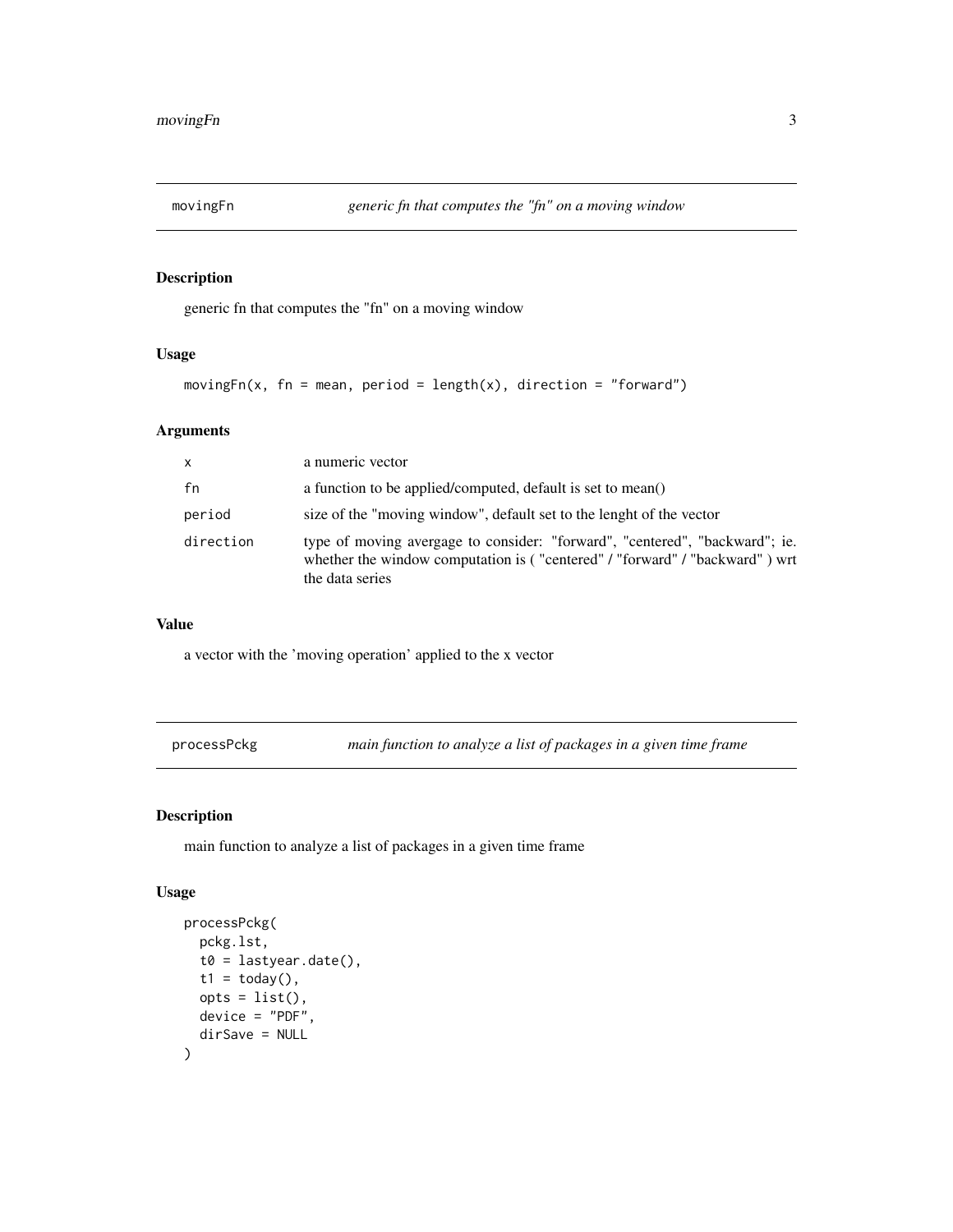## movingFn — *generic fn that computes the "fn" on a moving window*

### Description

generic fn that computes the "fn" on a moving window

### Usage

```
movingFn(x, fn = mean, period = length(x), direction = "forward")
```

### Arguments

| | |
|---|---|
| `x` | a numeric vector |
| `fn` | a function to be applied/computed, default is set to mean() |
| `period` | size of the "moving window", default set to the lenght of the vector |
| `direction` | type of moving avergage to consider: "forward", "centered", "backward"; ie. whether the window computation is ( "centered" / "forward" / "backward" ) wrt the data series |

### Value

a vector with the 'moving operation' applied to the x vector

## processPckg — *main function to analyze a list of packages in a given time frame*

### Description

main function to analyze a list of packages in a given time frame

### Usage

```
processPckg(
  pckg.lst,
  t0 = lastyear.date(),
  t1 = today(),
  opts = list(),
  device = "PDF",
  dirSave = NULL
)
```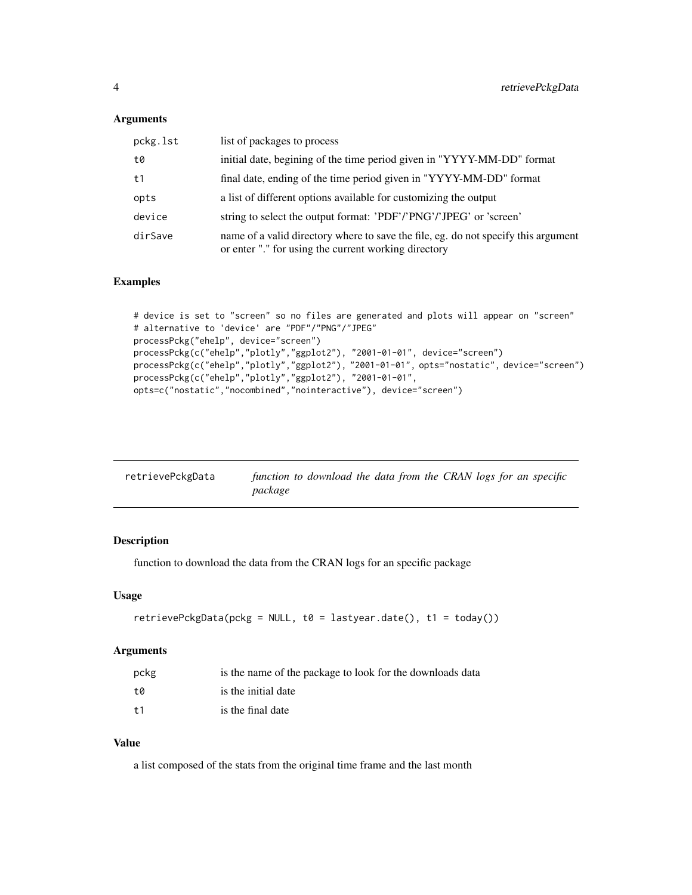### Arguments

| | |
|---|---|
| pckg.lst | list of packages to process |
| t0 | initial date, begining of the time period given in "YYYY-MM-DD" format |
| t1 | final date, ending of the time period given in "YYYY-MM-DD" format |
| opts | a list of different options available for customizing the output |
| device | string to select the output format: 'PDF'/'PNG'/'JPEG' or 'screen' |
| dirSave | name of a valid directory where to save the file, eg. do not specify this argument or enter "." for using the current working directory |

### Examples

```
# device is set to "screen" so no files are generated and plots will appear on "screen"
# alternative to 'device' are "PDF"/"PNG"/"JPEG"
processPckg("ehelp", device="screen")
processPckg(c("ehelp","plotly","ggplot2"), "2001-01-01", device="screen")
processPckg(c("ehelp","plotly","ggplot2"), "2001-01-01", opts="nostatic", device="screen")
processPckg(c("ehelp","plotly","ggplot2"), "2001-01-01",
opts=c("nostatic","nocombined","nointeractive"), device="screen")
```

---

## retrievePckgData — *function to download the data from the CRAN logs for an specific package*

---

### Description

function to download the data from the CRAN logs for an specific package

### Usage

```
retrievePckgData(pckg = NULL, t0 = lastyear.date(), t1 = today())
```

### Arguments

| | |
|---|---|
| pckg | is the name of the package to look for the downloads data |
| t0 | is the initial date |
| t1 | is the final date |

### Value

a list composed of the stats from the original time frame and the last month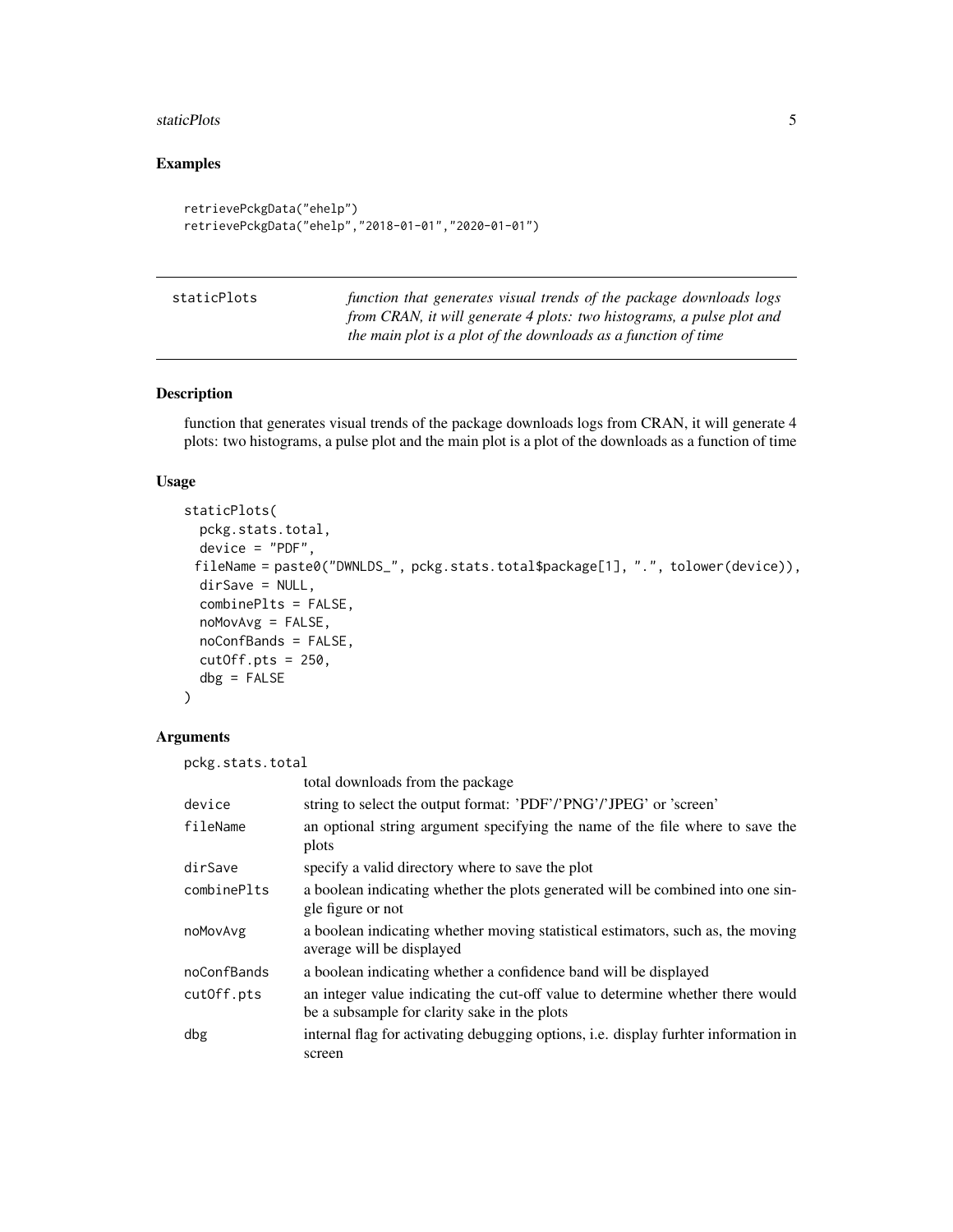## Examples

```
retrievePckgData("ehelp")
retrievePckgData("ehelp","2018-01-01","2020-01-01")
```

---

`staticPlots` *function that generates visual trends of the package downloads logs from CRAN, it will generate 4 plots: two histograms, a pulse plot and the main plot is a plot of the downloads as a function of time*

---

### Description

function that generates visual trends of the package downloads logs from CRAN, it will generate 4 plots: two histograms, a pulse plot and the main plot is a plot of the downloads as a function of time

### Usage

```
staticPlots(
  pckg.stats.total,
  device = "PDF",
  fileName = paste0("DWNLDS_", pckg.stats.total$package[1], ".", tolower(device)),
  dirSave = NULL,
  combinePlts = FALSE,
  noMovAvg = FALSE,
  noConfBands = FALSE,
  cutOff.pts = 250,
  dbg = FALSE
)
```

### Arguments

| | |
|---|---|
| `pckg.stats.total` | total downloads from the package |
| `device` | string to select the output format: 'PDF'/'PNG'/'JPEG' or 'screen' |
| `fileName` | an optional string argument specifying the name of the file where to save the plots |
| `dirSave` | specify a valid directory where to save the plot |
| `combinePlts` | a boolean indicating whether the plots generated will be combined into one single figure or not |
| `noMovAvg` | a boolean indicating whether moving statistical estimators, such as, the moving average will be displayed |
| `noConfBands` | a boolean indicating whether a confidence band will be displayed |
| `cutOff.pts` | an integer value indicating the cut-off value to determine whether there would be a subsample for clarity sake in the plots |
| `dbg` | internal flag for activating debugging options, i.e. display furhter information in screen |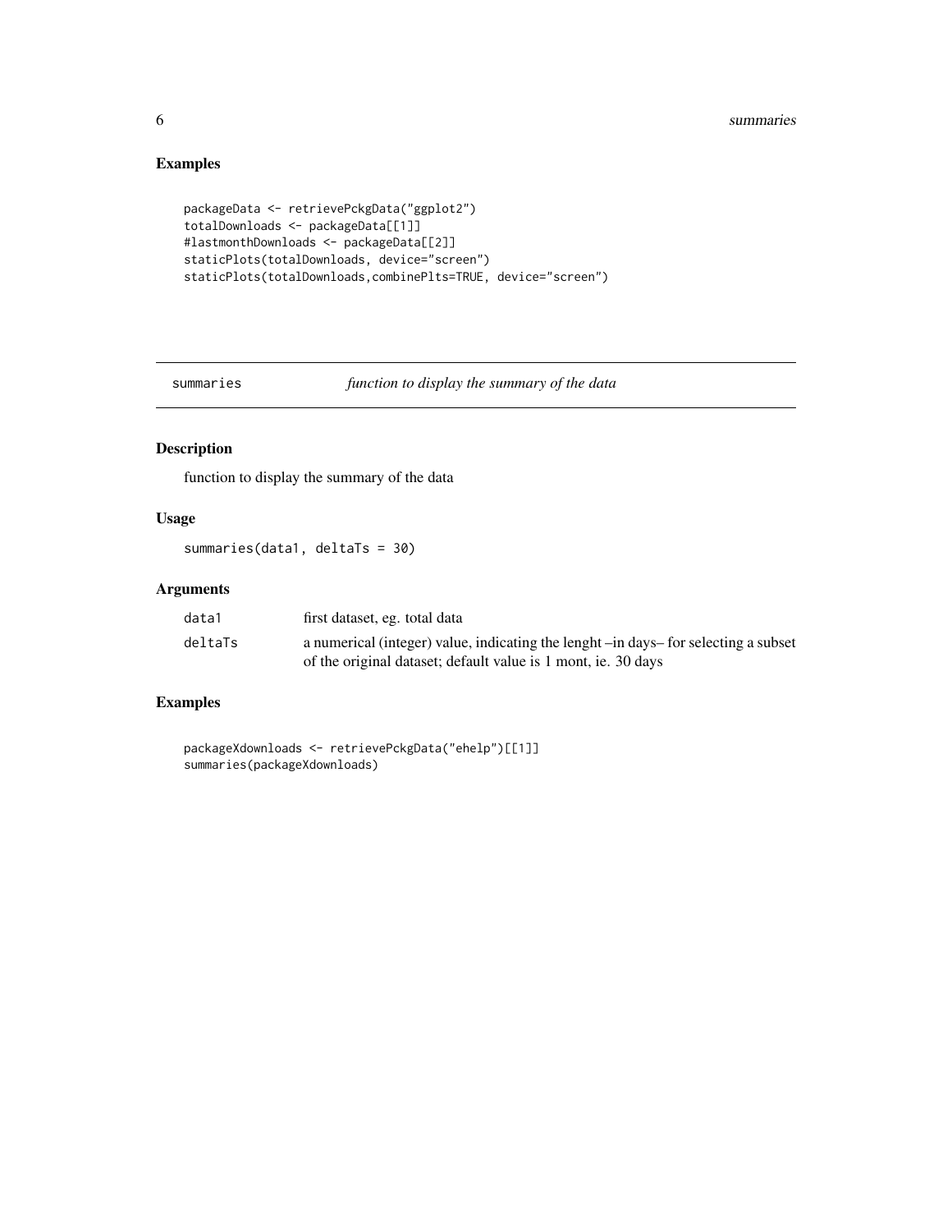## Examples

```
packageData <- retrievePckgData("ggplot2")
totalDownloads <- packageData[[1]]
#lastmonthDownloads <- packageData[[2]]
staticPlots(totalDownloads, device="screen")
staticPlots(totalDownloads,combinePlts=TRUE, device="screen")
```

---

# summaries *function to display the summary of the data*

---

## Description

function to display the summary of the data

## Usage

```
summaries(data1, deltaTs = 30)
```

## Arguments

| | |
|---|---|
| data1 | first dataset, eg. total data |
| deltaTs | a numerical (integer) value, indicating the lenght –in days– for selecting a subset of the original dataset; default value is 1 mont, ie. 30 days |

## Examples

```
packageXdownloads <- retrievePckgData("ehelp")[[1]]
summaries(packageXdownloads)
```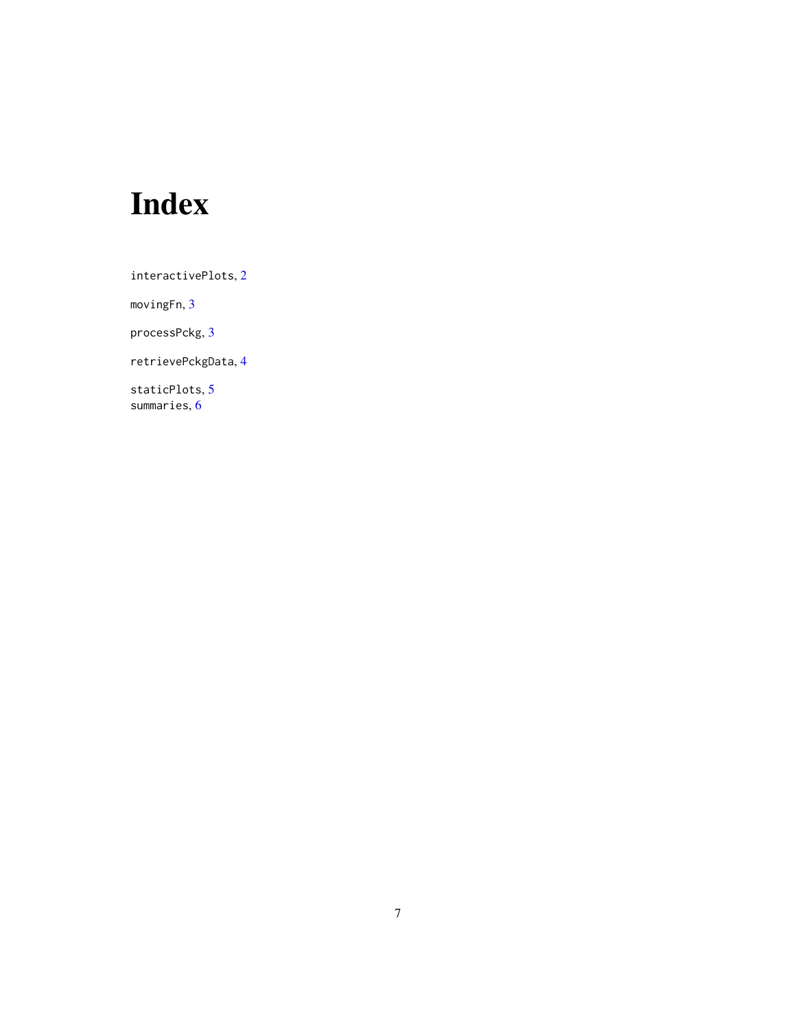# Index

interactivePlots, 2

movingFn, 3

processPckg, 3

retrievePckgData, 4

staticPlots, 5
summaries, 6